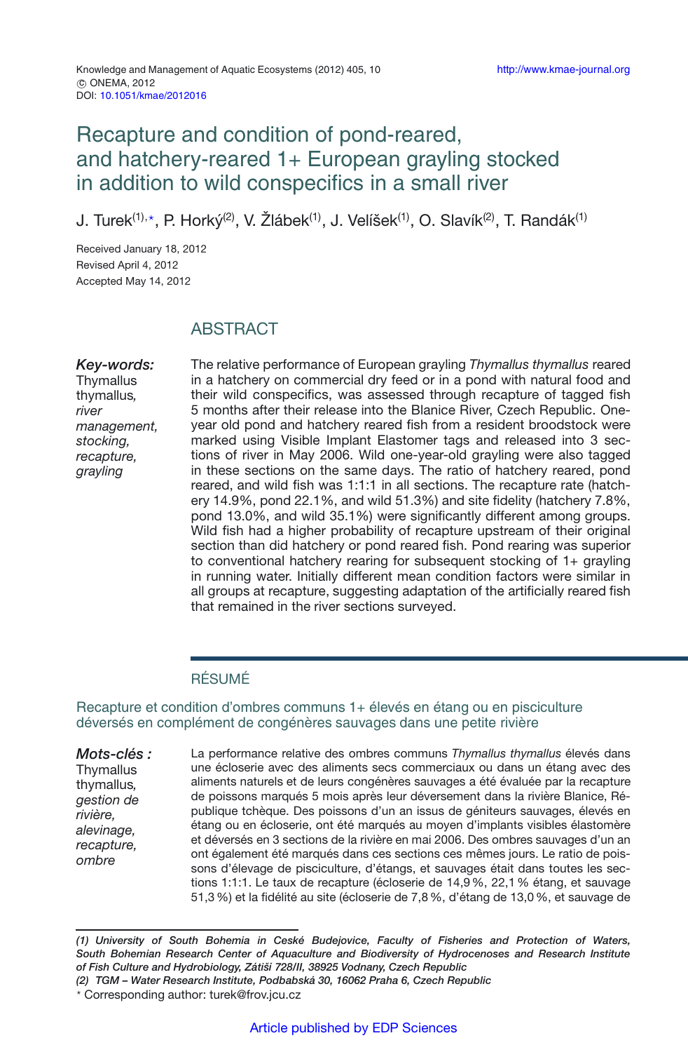Knowledge and Management of Aquatic Ecosystems (2012) 405, 10
© ONEMA, 2012
DOI: 10.1051/kmae/2012016

# Recapture and condition of pond-reared, and hatchery-reared 1+ European grayling stocked in addition to wild conspecifics in a small river

J. Turek[(1),*], P. Horký[(2)], V. Žlábek[(1)], J. Velíšek[(1)], O. Slavík[(2)], T. Randák[(1)]

Received January 18, 2012
Revised April 4, 2012
Accepted May 14, 2012

## ABSTRACT

***Key-words:*** Thymallus thymallus, *river management, stocking, recapture, grayling*

The relative performance of European grayling *Thymallus thymallus* reared in a hatchery on commercial dry feed or in a pond with natural food and their wild conspecifics, was assessed through recapture of tagged fish 5 months after their release into the Blanice River, Czech Republic. One-year old pond and hatchery reared fish from a resident broodstock were marked using Visible Implant Elastomer tags and released into 3 sections of river in May 2006. Wild one-year-old grayling were also tagged in these sections on the same days. The ratio of hatchery reared, pond reared, and wild fish was 1:1:1 in all sections. The recapture rate (hatchery 14.9%, pond 22.1%, and wild 51.3%) and site fidelity (hatchery 7.8%, pond 13.0%, and wild 35.1%) were significantly different among groups. Wild fish had a higher probability of recapture upstream of their original section than did hatchery or pond reared fish. Pond rearing was superior to conventional hatchery rearing for subsequent stocking of 1+ grayling in running water. Initially different mean condition factors were similar in all groups at recapture, suggesting adaptation of the artificially reared fish that remained in the river sections surveyed.

## RÉSUMÉ

### Recapture et condition d'ombres communs 1+ élevés en étang ou en pisciculture déversés en complément de congénères sauvages dans une petite rivière

***Mots-clés :*** Thymallus thymallus, *gestion de rivière, alevinage, recapture, ombre*

La performance relative des ombres communs *Thymallus thymallus* élevés dans une écloserie avec des aliments secs commerciaux ou dans un étang avec des aliments naturels et de leurs congénères sauvages a été évaluée par la recapture de poissons marqués 5 mois après leur déversement dans la rivière Blanice, République tchèque. Des poissons d'un an issus de géniteurs sauvages, élevés en étang ou en écloserie, ont été marqués au moyen d'implants visibles élastomère et déversés en 3 sections de la rivière en mai 2006. Des ombres sauvages d'un an ont également été marqués dans ces sections ces mêmes jours. Le ratio de poissons d'élevage de pisciculture, d'étangs, et sauvages était dans toutes les sections 1:1:1. Le taux de recapture (écloserie de 14,9 %, 22,1 % étang, et sauvage 51,3 %) et la fidélité au site (écloserie de 7,8 %, d'étang de 13,0 %, et sauvage de

---

*(1) University of South Bohemia in Ceské Budejovice, Faculty of Fisheries and Protection of Waters, South Bohemian Research Center of Aquaculture and Biodiversity of Hydrocenoses and Research Institute of Fish Culture and Hydrobiology, Zátiší 728/II, 38925 Vodnany, Czech Republic*
*(2) TGM – Water Research Institute, Podbabská 30, 16062 Praha 6, Czech Republic*
* Corresponding author: turek@frov.jcu.cz

Article published by EDP Sciences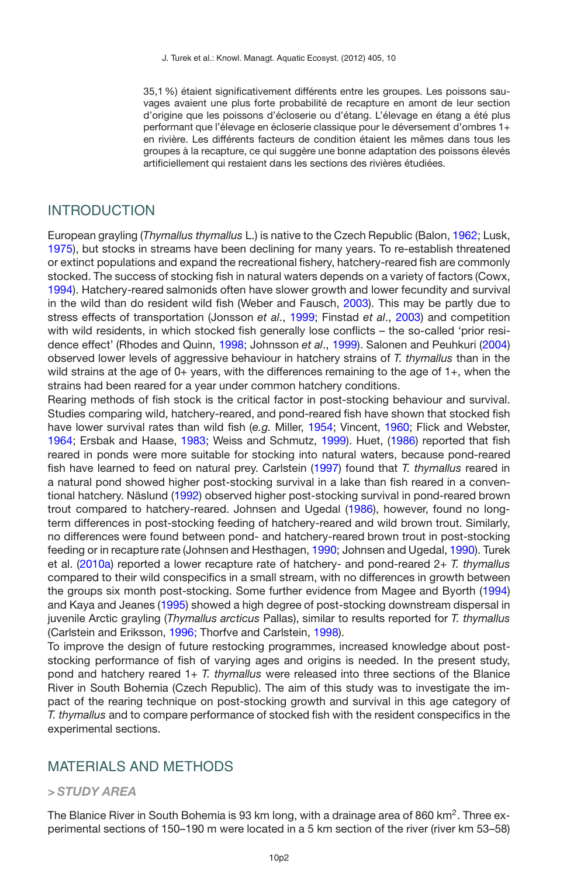35,1 %) étaient significativement différents entre les groupes. Les poissons sauvages avaient une plus forte probabilité de recapture en amont de leur section d'origine que les poissons d'écloserie ou d'étang. L'élevage en étang a été plus performant que l'élevage en écloserie classique pour le déversement d'ombres 1+ en rivière. Les différents facteurs de condition étaient les mêmes dans tous les groupes à la recapture, ce qui suggère une bonne adaptation des poissons élevés artificiellement qui restaient dans les sections des rivières étudiées.

## INTRODUCTION

European grayling (*Thymallus thymallus* L.) is native to the Czech Republic (Balon, 1962; Lusk, 1975), but stocks in streams have been declining for many years. To re-establish threatened or extinct populations and expand the recreational fishery, hatchery-reared fish are commonly stocked. The success of stocking fish in natural waters depends on a variety of factors (Cowx, 1994). Hatchery-reared salmonids often have slower growth and lower fecundity and survival in the wild than do resident wild fish (Weber and Fausch, 2003). This may be partly due to stress effects of transportation (Jonsson *et al*., 1999; Finstad *et al*., 2003) and competition with wild residents, in which stocked fish generally lose conflicts – the so-called 'prior residence effect' (Rhodes and Quinn, 1998; Johnsson *et al*., 1999). Salonen and Peuhkuri (2004) observed lower levels of aggressive behaviour in hatchery strains of *T. thymallus* than in the wild strains at the age of 0+ years, with the differences remaining to the age of 1+, when the strains had been reared for a year under common hatchery conditions.

Rearing methods of fish stock is the critical factor in post-stocking behaviour and survival. Studies comparing wild, hatchery-reared, and pond-reared fish have shown that stocked fish have lower survival rates than wild fish (*e.g.* Miller, 1954; Vincent, 1960; Flick and Webster, 1964; Ersbak and Haase, 1983; Weiss and Schmutz, 1999). Huet, (1986) reported that fish reared in ponds were more suitable for stocking into natural waters, because pond-reared fish have learned to feed on natural prey. Carlstein (1997) found that *T. thymallus* reared in a natural pond showed higher post-stocking survival in a lake than fish reared in a conventional hatchery. Näslund (1992) observed higher post-stocking survival in pond-reared brown trout compared to hatchery-reared. Johnsen and Ugedal (1986), however, found no long-term differences in post-stocking feeding of hatchery-reared and wild brown trout. Similarly, no differences were found between pond- and hatchery-reared brown trout in post-stocking feeding or in recapture rate (Johnsen and Hesthagen, 1990; Johnsen and Ugedal, 1990). Turek et al. (2010a) reported a lower recapture rate of hatchery- and pond-reared 2+ *T. thymallus* compared to their wild conspecifics in a small stream, with no differences in growth between the groups six month post-stocking. Some further evidence from Magee and Byorth (1994) and Kaya and Jeanes (1995) showed a high degree of post-stocking downstream dispersal in juvenile Arctic grayling (*Thymallus arcticus* Pallas), similar to results reported for *T. thymallus* (Carlstein and Eriksson, 1996; Thorfve and Carlstein, 1998).

To improve the design of future restocking programmes, increased knowledge about post-stocking performance of fish of varying ages and origins is needed. In the present study, pond and hatchery reared 1+ *T. thymallus* were released into three sections of the Blanice River in South Bohemia (Czech Republic). The aim of this study was to investigate the impact of the rearing technique on post-stocking growth and survival in this age category of *T. thymallus* and to compare performance of stocked fish with the resident conspecifics in the experimental sections.

## MATERIALS AND METHODS

### > *STUDY AREA*

The Blanice River in South Bohemia is 93 km long, with a drainage area of 860 km$^2$. Three experimental sections of 150–190 m were located in a 5 km section of the river (river km 53–58)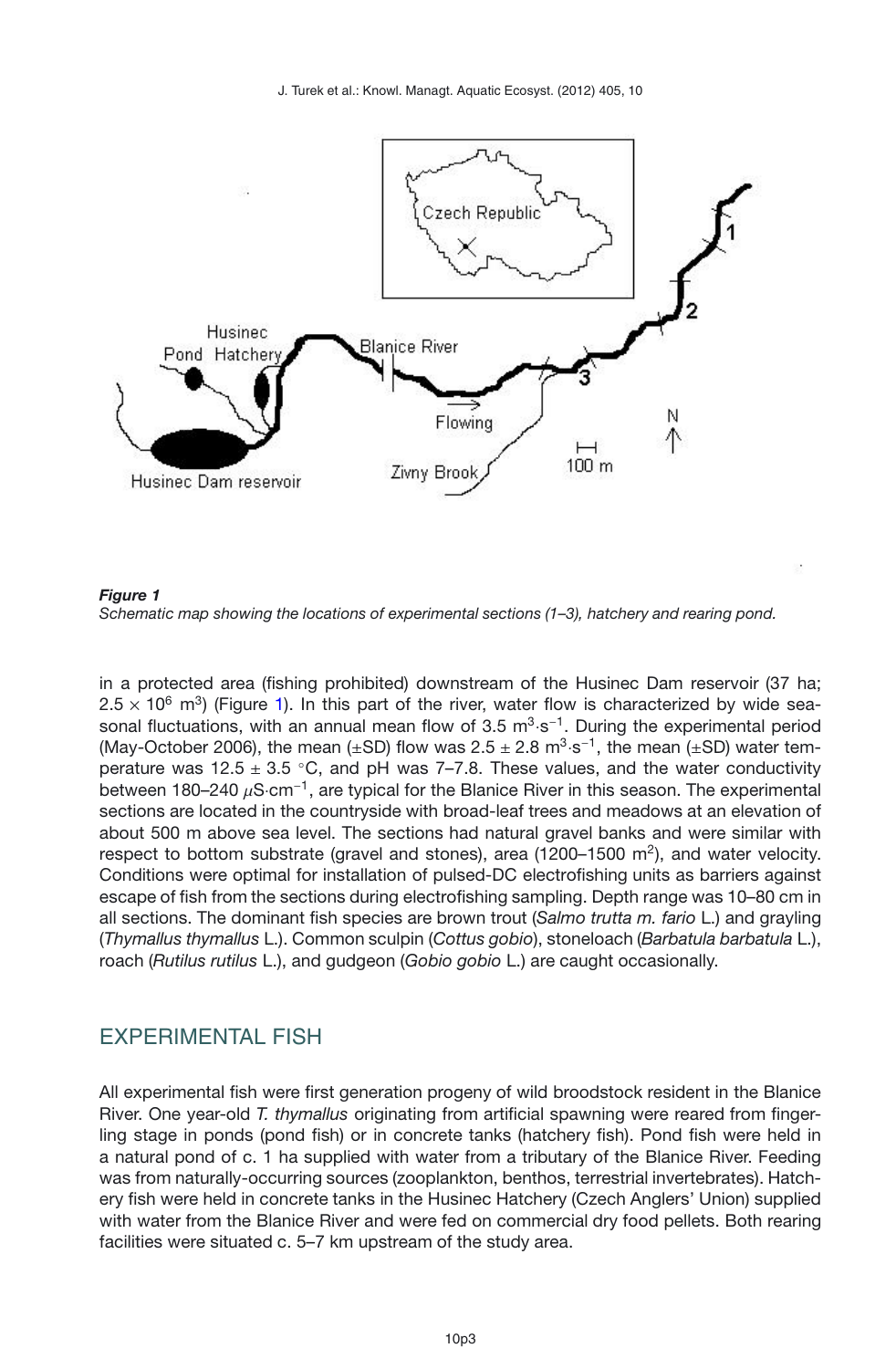**Figure 1**
*Schematic map showing the locations of experimental sections (1–3), hatchery and rearing pond.*

in a protected area (fishing prohibited) downstream of the Husinec Dam reservoir (37 ha; $2.5 \times 10^6$ m$^3$) (Figure 1). In this part of the river, water flow is characterized by wide seasonal fluctuations, with an annual mean flow of 3.5 m$^3$·s$^{-1}$. During the experimental period (May-October 2006), the mean (±SD) flow was $2.5 \pm 2.8$ m$^3$·s$^{-1}$, the mean (±SD) water temperature was $12.5 \pm 3.5$ °C, and pH was 7–7.8. These values, and the water conductivity between 180–240 $\mu$S·cm$^{-1}$, are typical for the Blanice River in this season. The experimental sections are located in the countryside with broad-leaf trees and meadows at an elevation of about 500 m above sea level. The sections had natural gravel banks and were similar with respect to bottom substrate (gravel and stones), area (1200–1500 m$^2$), and water velocity. Conditions were optimal for installation of pulsed-DC electrofishing units as barriers against escape of fish from the sections during electrofishing sampling. Depth range was 10–80 cm in all sections. The dominant fish species are brown trout (*Salmo trutta m. fario* L.) and grayling (*Thymallus thymallus* L.). Common sculpin (*Cottus gobio*), stoneloach (*Barbatula barbatula* L.), roach (*Rutilus rutilus* L.), and gudgeon (*Gobio gobio* L.) are caught occasionally.

## EXPERIMENTAL FISH

All experimental fish were first generation progeny of wild broodstock resident in the Blanice River. One year-old *T. thymallus* originating from artificial spawning were reared from fingerling stage in ponds (pond fish) or in concrete tanks (hatchery fish). Pond fish were held in a natural pond of c. 1 ha supplied with water from a tributary of the Blanice River. Feeding was from naturally-occurring sources (zooplankton, benthos, terrestrial invertebrates). Hatchery fish were held in concrete tanks in the Husinec Hatchery (Czech Anglers' Union) supplied with water from the Blanice River and were fed on commercial dry food pellets. Both rearing facilities were situated c. 5–7 km upstream of the study area.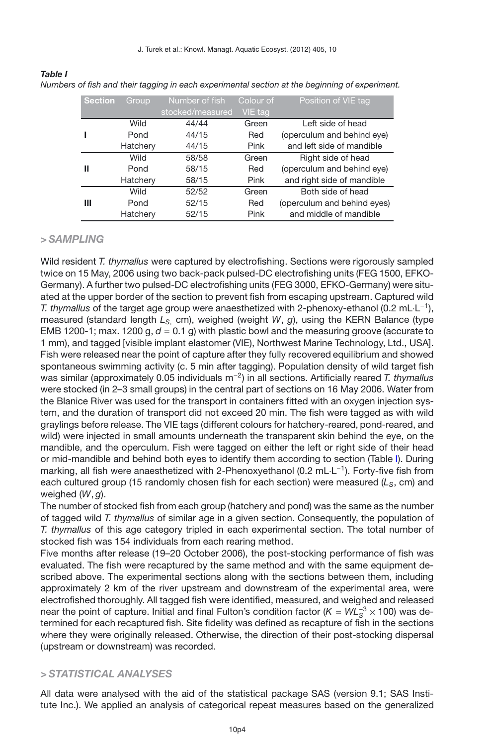*Table I*
*Numbers of fish and their tagging in each experimental section at the beginning of experiment.*

| Section | Group | Number of fish stocked/measured | Colour of VIE tag | Position of VIE tag |
|---|---|---|---|---|
| I | Wild | 44/44 | Green | Left side of head |
| | Pond | 44/15 | Red | (operculum and behind eye) |
| | Hatchery | 44/15 | Pink | and left side of mandible |
| II | Wild | 58/58 | Green | Right side of head |
| | Pond | 58/15 | Red | (operculum and behind eye) |
| | Hatchery | 58/15 | Pink | and right side of mandible |
| III | Wild | 52/52 | Green | Both side of head |
| | Pond | 52/15 | Red | (operculum and behind eyes) |
| | Hatchery | 52/15 | Pink | and middle of mandible |

## > *SAMPLING*

Wild resident *T. thymallus* were captured by electrofishing. Sections were rigorously sampled twice on 15 May, 2006 using two back-pack pulsed-DC electrofishing units (FEG 1500, EFKO-Germany). A further two pulsed-DC electrofishing units (FEG 3000, EFKO-Germany) were situated at the upper border of the section to prevent fish from escaping upstream. Captured wild *T. thymallus* of the target age group were anaesthetized with 2-phenoxy-ethanol (0.2 mL·L$^{-1}$), measured (standard length $L_S$, cm), weighed (weight $W$, $g$), using the KERN Balance (type EMB 1200-1; max. 1200 g, $d = 0.1$ g) with plastic bowl and the measuring groove (accurate to 1 mm), and tagged [visible implant elastomer (VIE), Northwest Marine Technology, Ltd., USA]. Fish were released near the point of capture after they fully recovered equilibrium and showed spontaneous swimming activity (c. 5 min after tagging). Population density of wild target fish was similar (approximately 0.05 individuals m$^{-2}$) in all sections. Artificially reared *T. thymallus* were stocked (in 2–3 small groups) in the central part of sections on 16 May 2006. Water from the Blanice River was used for the transport in containers fitted with an oxygen injection system, and the duration of transport did not exceed 20 min. The fish were tagged as with wild graylings before release. The VIE tags (different colours for hatchery-reared, pond-reared, and wild) were injected in small amounts underneath the transparent skin behind the eye, on the mandible, and the operculum. Fish were tagged on either the left or right side of their head or mid-mandible and behind both eyes to identify them according to section (Table I). During marking, all fish were anaesthetized with 2-Phenoxyethanol (0.2 mL·L$^{-1}$). Forty-five fish from each cultured group (15 randomly chosen fish for each section) were measured ($L_S$, cm) and weighed ($W$, $g$).

The number of stocked fish from each group (hatchery and pond) was the same as the number of tagged wild *T. thymallus* of similar age in a given section. Consequently, the population of *T. thymallus* of this age category tripled in each experimental section. The total number of stocked fish was 154 individuals from each rearing method.

Five months after release (19–20 October 2006), the post-stocking performance of fish was evaluated. The fish were recaptured by the same method and with the same equipment described above. The experimental sections along with the sections between them, including approximately 2 km of the river upstream and downstream of the experimental area, were electrofished thoroughly. All tagged fish were identified, measured, and weighed and released near the point of capture. Initial and final Fulton's condition factor ($K = WL_S^{-3} \times 100$) was determined for each recaptured fish. Site fidelity was defined as recapture of fish in the sections where they were originally released. Otherwise, the direction of their post-stocking dispersal (upstream or downstream) was recorded.

## > *STATISTICAL ANALYSES*

All data were analysed with the aid of the statistical package SAS (version 9.1; SAS Institute Inc.). We applied an analysis of categorical repeat measures based on the generalized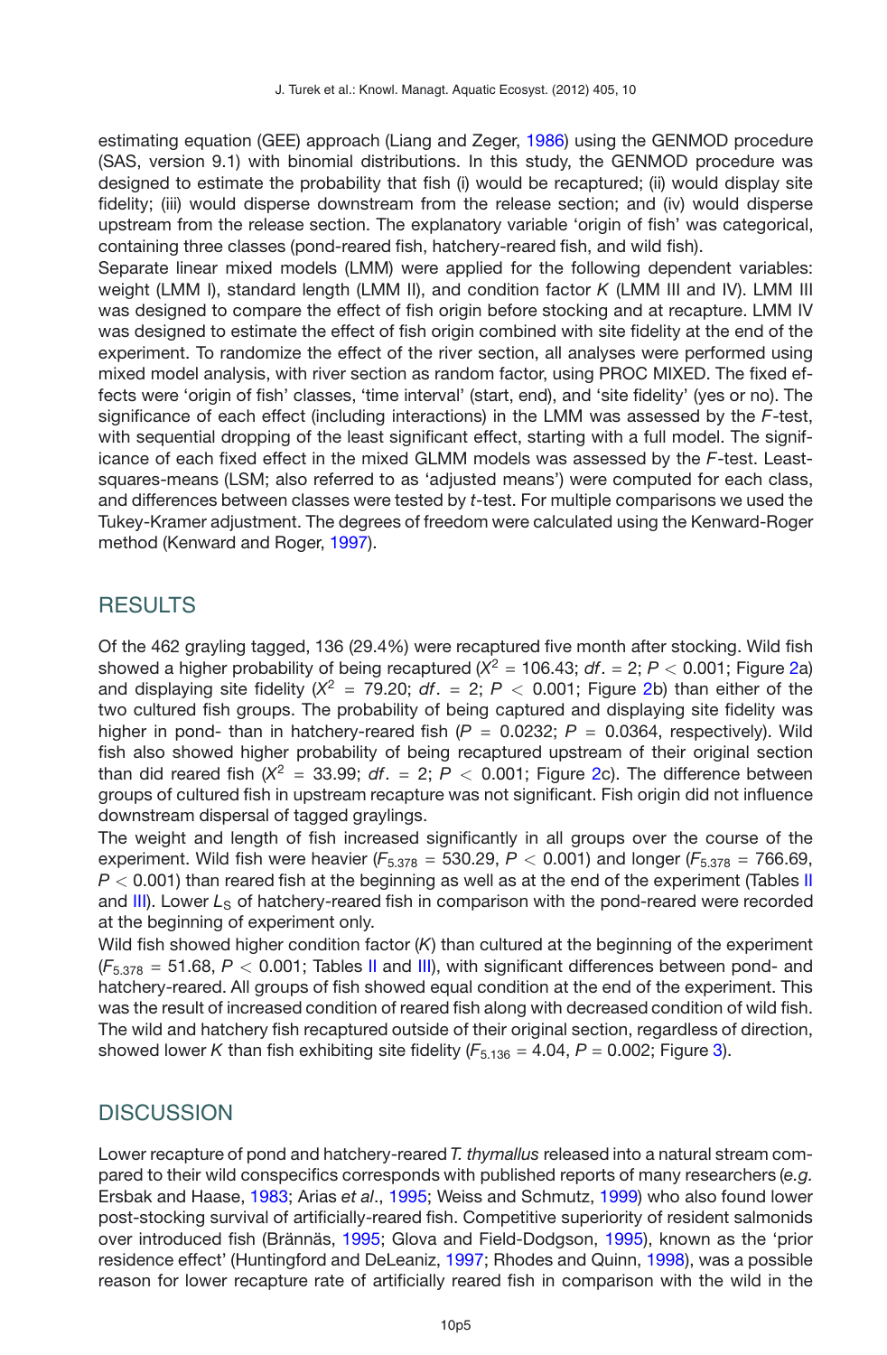estimating equation (GEE) approach (Liang and Zeger, 1986) using the GENMOD procedure (SAS, version 9.1) with binomial distributions. In this study, the GENMOD procedure was designed to estimate the probability that fish (i) would be recaptured; (ii) would display site fidelity; (iii) would disperse downstream from the release section; and (iv) would disperse upstream from the release section. The explanatory variable 'origin of fish' was categorical, containing three classes (pond-reared fish, hatchery-reared fish, and wild fish).

Separate linear mixed models (LMM) were applied for the following dependent variables: weight (LMM I), standard length (LMM II), and condition factor $K$ (LMM III and IV). LMM III was designed to compare the effect of fish origin before stocking and at recapture. LMM IV was designed to estimate the effect of fish origin combined with site fidelity at the end of the experiment. To randomize the effect of the river section, all analyses were performed using mixed model analysis, with river section as random factor, using PROC MIXED. The fixed effects were 'origin of fish' classes, 'time interval' (start, end), and 'site fidelity' (yes or no). The significance of each effect (including interactions) in the LMM was assessed by the $F$-test, with sequential dropping of the least significant effect, starting with a full model. The significance of each fixed effect in the mixed GLMM models was assessed by the $F$-test. Least-squares-means (LSM; also referred to as 'adjusted means') were computed for each class, and differences between classes were tested by $t$-test. For multiple comparisons we used the Tukey-Kramer adjustment. The degrees of freedom were calculated using the Kenward-Roger method (Kenward and Roger, 1997).

## RESULTS

Of the 462 grayling tagged, 136 (29.4%) were recaptured five month after stocking. Wild fish showed a higher probability of being recaptured ($X^2$ = 106.43; $df.$ = 2; $P < 0.001$; Figure 2a) and displaying site fidelity ($X^2$ = 79.20; $df.$ = 2; $P < 0.001$; Figure 2b) than either of the two cultured fish groups. The probability of being captured and displaying site fidelity was higher in pond- than in hatchery-reared fish ($P = 0.0232$; $P = 0.0364$, respectively). Wild fish also showed higher probability of being recaptured upstream of their original section than did reared fish ($X^2$ = 33.99; $df.$ = 2; $P < 0.001$; Figure 2c). The difference between groups of cultured fish in upstream recapture was not significant. Fish origin did not influence downstream dispersal of tagged graylings.

The weight and length of fish increased significantly in all groups over the course of the experiment. Wild fish were heavier ($F_{5.378}$ = 530.29, $P < 0.001$) and longer ($F_{5.378}$ = 766.69, $P < 0.001$) than reared fish at the beginning as well as at the end of the experiment (Tables II and III). Lower $L_S$ of hatchery-reared fish in comparison with the pond-reared were recorded at the beginning of experiment only.

Wild fish showed higher condition factor ($K$) than cultured at the beginning of the experiment ($F_{5.378}$ = 51.68, $P < 0.001$; Tables II and III), with significant differences between pond- and hatchery-reared. All groups of fish showed equal condition at the end of the experiment. This was the result of increased condition of reared fish along with decreased condition of wild fish. The wild and hatchery fish recaptured outside of their original section, regardless of direction, showed lower $K$ than fish exhibiting site fidelity ($F_{5.136}$ = 4.04, $P$ = 0.002; Figure 3).

## DISCUSSION

Lower recapture of pond and hatchery-reared *T. thymallus* released into a natural stream compared to their wild conspecifics corresponds with published reports of many researchers (*e.g.* Ersbak and Haase, 1983; Arias *et al*., 1995; Weiss and Schmutz, 1999) who also found lower post-stocking survival of artificially-reared fish. Competitive superiority of resident salmonids over introduced fish (Brännäs, 1995; Glova and Field-Dodgson, 1995), known as the 'prior residence effect' (Huntingford and DeLeaniz, 1997; Rhodes and Quinn, 1998), was a possible reason for lower recapture rate of artificially reared fish in comparison with the wild in the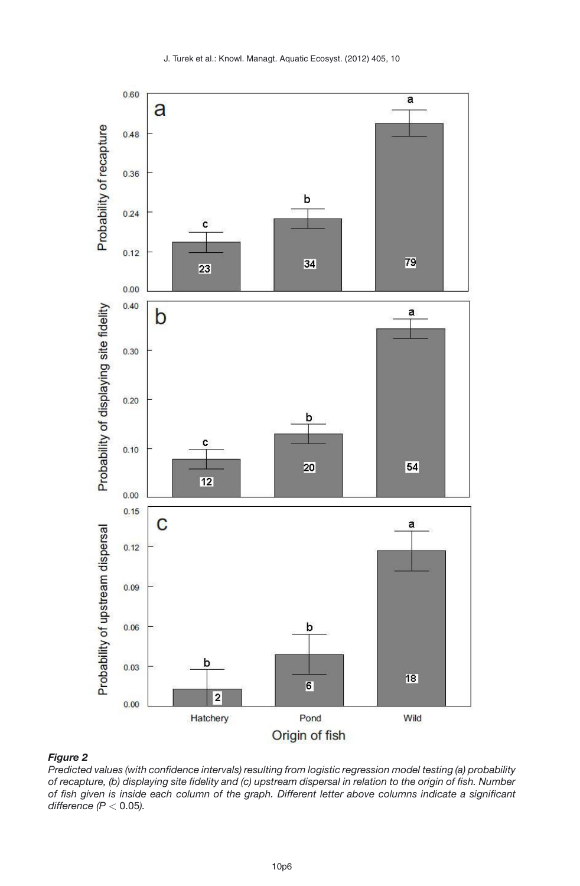***Figure 2***

*Predicted values (with confidence intervals) resulting from logistic regression model testing (a) probability of recapture, (b) displaying site fidelity and (c) upstream dispersal in relation to the origin of fish. Number of fish given is inside each column of the graph. Different letter above columns indicate a significant difference ($P < 0.05$).*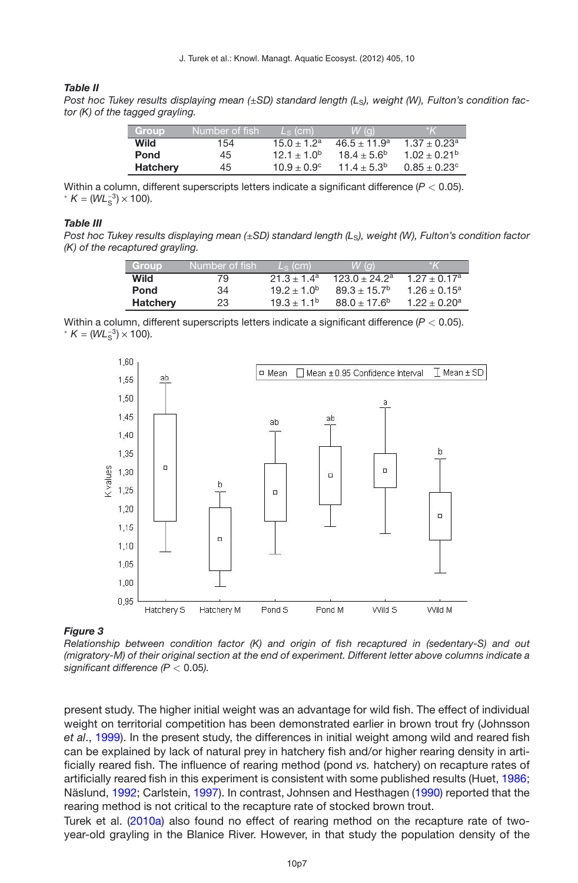***Table II***

*Post hoc Tukey results displaying mean (±SD) standard length ($L_S$), weight (W), Fulton's condition factor (K) of the tagged grayling.*

| Group | Number of fish | $L_S$ (cm) | $W$ (g) | *$K$ |
|---|---|---|---|---|
| **Wild** | 154 | $15.0 \pm 1.2^a$ | $46.5 \pm 11.9^a$ | $1.37 \pm 0.23^a$ |
| **Pond** | 45 | $12.1 \pm 1.0^b$ | $18.4 \pm 5.6^b$ | $1.02 \pm 0.21^b$ |
| **Hatchery** | 45 | $10.9 \pm 0.9^c$ | $11.4 \pm 5.3^b$ | $0.85 \pm 0.23^c$ |

Within a column, different superscripts letters indicate a significant difference ($P < 0.05$).
* $K = (WL_S^{-3}) \times 100$).

***Table III***

*Post hoc Tukey results displaying mean (±SD) standard length ($L_S$), weight (W), Fulton's condition factor (K) of the recaptured grayling.*

| Group | Number of fish | $L_S$ (cm) | $W$ (g) | *$K$ |
|---|---|---|---|---|
| **Wild** | 79 | $21.3 \pm 1.4^a$ | $123.0 \pm 24.2^a$ | $1.27 \pm 0.17^a$ |
| **Pond** | 34 | $19.2 \pm 1.0^b$ | $89.3 \pm 15.7^b$ | $1.26 \pm 0.15^a$ |
| **Hatchery** | 23 | $19.3 \pm 1.1^b$ | $88.0 \pm 17.6^b$ | $1.22 \pm 0.20^a$ |

Within a column, different superscripts letters indicate a significant difference ($P < 0.05$).
* $K = (WL_S^{-3}) \times 100$).

***Figure 3***

*Relationship between condition factor (K) and origin of fish recaptured in (sedentary-S) and out (migratory-M) of their original section at the end of experiment. Different letter above columns indicate a significant difference ($P < 0.05$).*

present study. The higher initial weight was an advantage for wild fish. The effect of individual weight on territorial competition has been demonstrated earlier in brown trout fry (Johnsson *et al*., 1999). In the present study, the differences in initial weight among wild and reared fish can be explained by lack of natural prey in hatchery fish and/or higher rearing density in artificially reared fish. The influence of rearing method (pond *vs.* hatchery) on recapture rates of artificially reared fish in this experiment is consistent with some published results (Huet, 1986; Näslund, 1992; Carlstein, 1997). In contrast, Johnsen and Hesthagen (1990) reported that the rearing method is not critical to the recapture rate of stocked brown trout.

Turek et al. (2010a) also found no effect of rearing method on the recapture rate of two-year-old grayling in the Blanice River. However, in that study the population density of the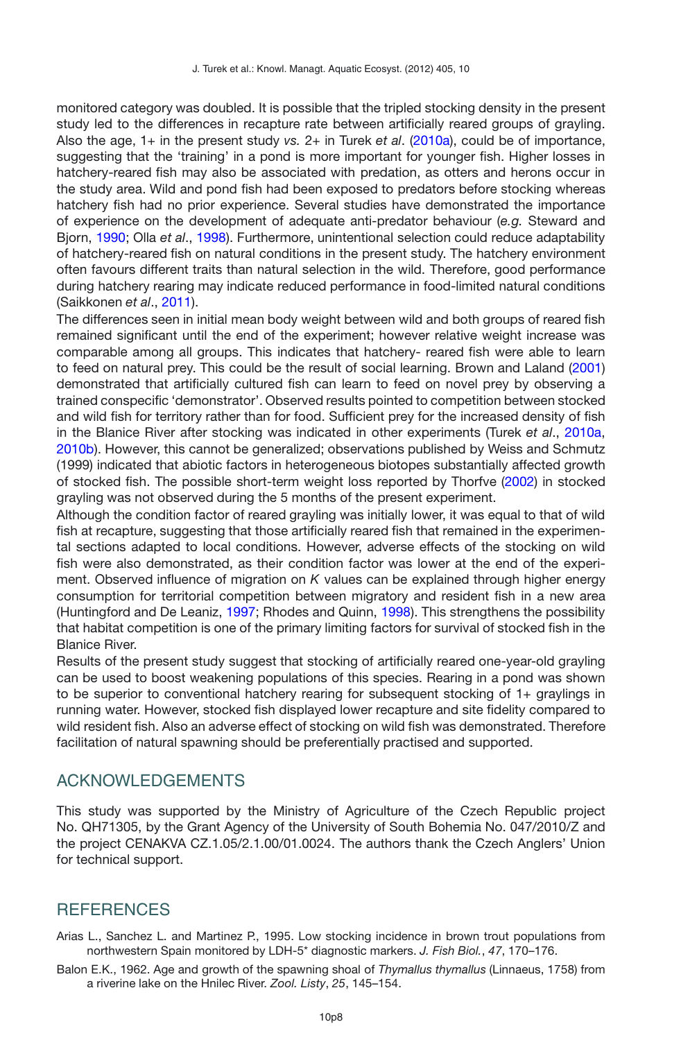monitored category was doubled. It is possible that the tripled stocking density in the present study led to the differences in recapture rate between artificially reared groups of grayling. Also the age, 1+ in the present study *vs.* 2+ in Turek *et al*. (2010a), could be of importance, suggesting that the 'training' in a pond is more important for younger fish. Higher losses in hatchery-reared fish may also be associated with predation, as otters and herons occur in the study area. Wild and pond fish had been exposed to predators before stocking whereas hatchery fish had no prior experience. Several studies have demonstrated the importance of experience on the development of adequate anti-predator behaviour (*e.g.* Steward and Bjorn, 1990; Olla *et al*., 1998). Furthermore, unintentional selection could reduce adaptability of hatchery-reared fish on natural conditions in the present study. The hatchery environment often favours different traits than natural selection in the wild. Therefore, good performance during hatchery rearing may indicate reduced performance in food-limited natural conditions (Saikkonen *et al*., 2011).

The differences seen in initial mean body weight between wild and both groups of reared fish remained significant until the end of the experiment; however relative weight increase was comparable among all groups. This indicates that hatchery- reared fish were able to learn to feed on natural prey. This could be the result of social learning. Brown and Laland (2001) demonstrated that artificially cultured fish can learn to feed on novel prey by observing a trained conspecific 'demonstrator'. Observed results pointed to competition between stocked and wild fish for territory rather than for food. Sufficient prey for the increased density of fish in the Blanice River after stocking was indicated in other experiments (Turek *et al*., 2010a, 2010b). However, this cannot be generalized; observations published by Weiss and Schmutz (1999) indicated that abiotic factors in heterogeneous biotopes substantially affected growth of stocked fish. The possible short-term weight loss reported by Thorfve (2002) in stocked grayling was not observed during the 5 months of the present experiment.

Although the condition factor of reared grayling was initially lower, it was equal to that of wild fish at recapture, suggesting that those artificially reared fish that remained in the experimental sections adapted to local conditions. However, adverse effects of the stocking on wild fish were also demonstrated, as their condition factor was lower at the end of the experiment. Observed influence of migration on $K$ values can be explained through higher energy consumption for territorial competition between migratory and resident fish in a new area (Huntingford and De Leaniz, 1997; Rhodes and Quinn, 1998). This strengthens the possibility that habitat competition is one of the primary limiting factors for survival of stocked fish in the Blanice River.

Results of the present study suggest that stocking of artificially reared one-year-old grayling can be used to boost weakening populations of this species. Rearing in a pond was shown to be superior to conventional hatchery rearing for subsequent stocking of 1+ graylings in running water. However, stocked fish displayed lower recapture and site fidelity compared to wild resident fish. Also an adverse effect of stocking on wild fish was demonstrated. Therefore facilitation of natural spawning should be preferentially practised and supported.

## ACKNOWLEDGEMENTS

This study was supported by the Ministry of Agriculture of the Czech Republic project No. QH71305, by the Grant Agency of the University of South Bohemia No. 047/2010/Z and the project CENAKVA CZ.1.05/2.1.00/01.0024. The authors thank the Czech Anglers' Union for technical support.

## REFERENCES

Arias L., Sanchez L. and Martinez P., 1995. Low stocking incidence in brown trout populations from northwestern Spain monitored by LDH-5* diagnostic markers. *J. Fish Biol.*, *47*, 170–176.

Balon E.K., 1962. Age and growth of the spawning shoal of *Thymallus thymallus* (Linnaeus, 1758) from a riverine lake on the Hnilec River. *Zool. Listy*, *25*, 145–154.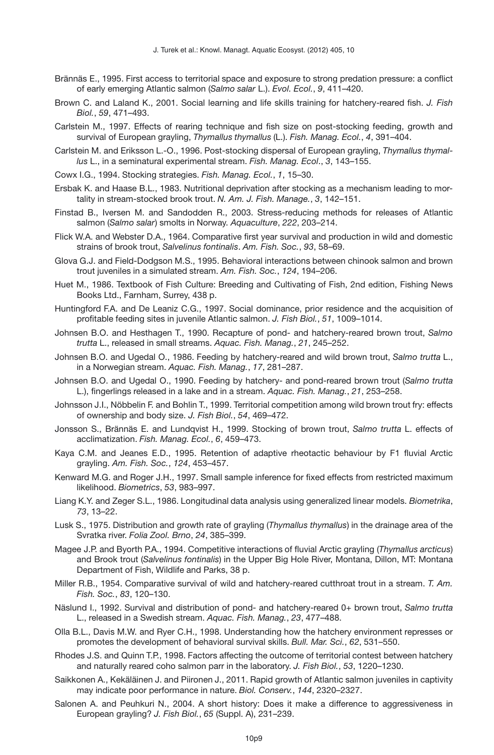Brännäs E., 1995. First access to territorial space and exposure to strong predation pressure: a conflict of early emerging Atlantic salmon (*Salmo salar* L.). *Evol. Ecol.*, *9*, 411–420.

Brown C. and Laland K., 2001. Social learning and life skills training for hatchery-reared fish. *J. Fish Biol.*, *59*, 471–493.

Carlstein M., 1997. Effects of rearing technique and fish size on post-stocking feeding, growth and survival of European grayling, *Thymallus thymallus* (L.). *Fish. Manag. Ecol.*, *4*, 391–404.

Carlstein M. and Eriksson L.-O., 1996. Post-stocking dispersal of European grayling, *Thymallus thymallus* L., in a seminatural experimental stream. *Fish. Manag. Ecol*., *3*, 143–155.

Cowx I.G., 1994. Stocking strategies. *Fish. Manag. Ecol.*, *1*, 15–30.

Ersbak K. and Haase B.L., 1983. Nutritional deprivation after stocking as a mechanism leading to mortality in stream-stocked brook trout. *N. Am. J. Fish. Manage.*, *3*, 142–151.

Finstad B., Iversen M. and Sandodden R., 2003. Stress-reducing methods for releases of Atlantic salmon (*Salmo salar*) smolts in Norway. *Aquaculture*, *222*, 203–214.

Flick W.A. and Webster D.A., 1964. Comparative first year survival and production in wild and domestic strains of brook trout, *Salvelinus fontinalis*. *Am. Fish. Soc.*, *93*, 58–69.

Glova G.J. and Field-Dodgson M.S., 1995. Behavioral interactions between chinook salmon and brown trout juveniles in a simulated stream. *Am. Fish. Soc.*, *124*, 194–206.

Huet M., 1986. Textbook of Fish Culture: Breeding and Cultivating of Fish, 2nd edition, Fishing News Books Ltd., Farnham, Surrey, 438 p.

Huntingford F.A. and De Leaniz C.G., 1997. Social dominance, prior residence and the acquisition of profitable feeding sites in juvenile Atlantic salmon. *J. Fish Biol.*, *51*, 1009–1014.

Johnsen B.O. and Hesthagen T., 1990. Recapture of pond- and hatchery-reared brown trout, *Salmo trutta* L., released in small streams. *Aquac. Fish. Manag.*, *21*, 245–252.

Johnsen B.O. and Ugedal O., 1986. Feeding by hatchery-reared and wild brown trout, *Salmo trutta* L., in a Norwegian stream. *Aquac. Fish. Manag.*, *17*, 281–287.

Johnsen B.O. and Ugedal O., 1990. Feeding by hatchery- and pond-reared brown trout (*Salmo trutta* L.), fingerlings released in a lake and in a stream. *Aquac. Fish. Manag.*, *21*, 253–258.

Johnsson J.I., Nöbbelin F. and Bohlin T., 1999. Territorial competition among wild brown trout fry: effects of ownership and body size. *J. Fish Biol.*, *54*, 469–472.

Jonsson S., Brännäs E. and Lundqvist H., 1999. Stocking of brown trout, *Salmo trutta* L. effects of acclimatization. *Fish. Manag. Ecol.*, *6*, 459–473.

Kaya C.M. and Jeanes E.D., 1995. Retention of adaptive rheotactic behaviour by F1 fluvial Arctic grayling. *Am. Fish. Soc.*, *124*, 453–457.

Kenward M.G. and Roger J.H., 1997. Small sample inference for fixed effects from restricted maximum likelihood. *Biometrics*, *53*, 983–997.

Liang K.Y. and Zeger S.L., 1986. Longitudinal data analysis using generalized linear models. *Biometrika*, *73*, 13–22.

Lusk S., 1975. Distribution and growth rate of grayling (*Thymallus thymallus*) in the drainage area of the Svratka river. *Folia Zool. Brno*, *24*, 385–399.

Magee J.P. and Byorth P.A., 1994. Competitive interactions of fluvial Arctic grayling (*Thymallus arcticus*) and Brook trout (*Salvelinus fontinalis*) in the Upper Big Hole River, Montana, Dillon, MT: Montana Department of Fish, Wildlife and Parks, 38 p.

Miller R.B., 1954. Comparative survival of wild and hatchery-reared cutthroat trout in a stream. *T. Am. Fish. Soc.*, *83*, 120–130.

Näslund I., 1992. Survival and distribution of pond- and hatchery-reared 0+ brown trout, *Salmo trutta* L., released in a Swedish stream. *Aquac. Fish. Manag.*, *23*, 477–488.

Olla B.L., Davis M.W. and Ryer C.H., 1998. Understanding how the hatchery environment represses or promotes the development of behavioral survival skills. *Bull. Mar. Sci.*, *62*, 531–550.

Rhodes J.S. and Quinn T.P., 1998. Factors affecting the outcome of territorial contest between hatchery and naturally reared coho salmon parr in the laboratory. *J. Fish Biol.*, *53*, 1220–1230.

Saikkonen A., Kekäläinen J. and Piironen J., 2011. Rapid growth of Atlantic salmon juveniles in captivity may indicate poor performance in nature. *Biol. Conserv.*, *144*, 2320–2327.

Salonen A. and Peuhkuri N., 2004. A short history: Does it make a difference to aggressiveness in European grayling? *J. Fish Biol.*, *65* (Suppl. A), 231–239.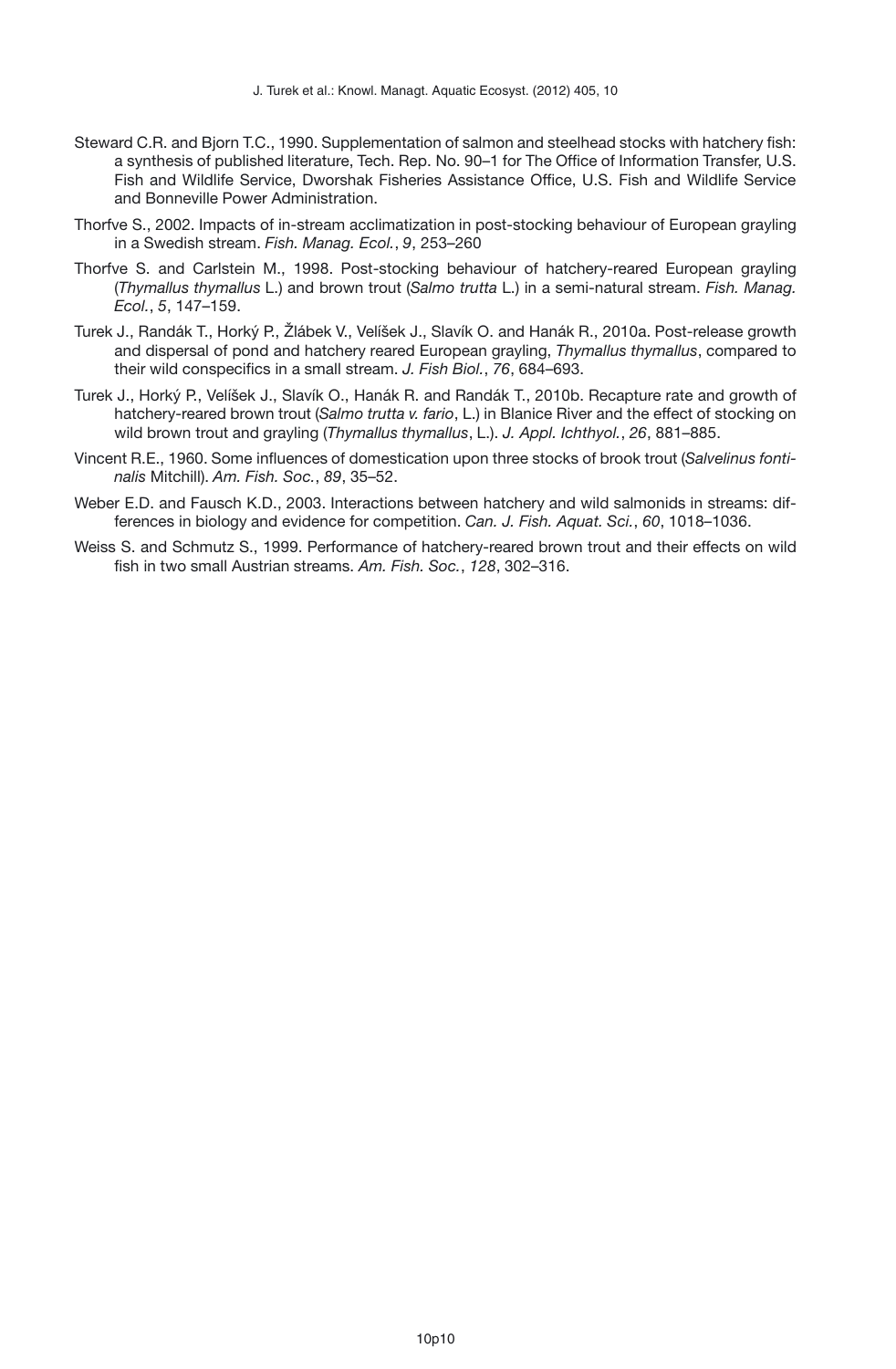Steward C.R. and Bjorn T.C., 1990. Supplementation of salmon and steelhead stocks with hatchery fish: a synthesis of published literature, Tech. Rep. No. 90–1 for The Office of Information Transfer, U.S. Fish and Wildlife Service, Dworshak Fisheries Assistance Office, U.S. Fish and Wildlife Service and Bonneville Power Administration.

Thorfve S., 2002. Impacts of in-stream acclimatization in post-stocking behaviour of European grayling in a Swedish stream. *Fish. Manag. Ecol.*, *9*, 253–260

Thorfve S. and Carlstein M., 1998. Post-stocking behaviour of hatchery-reared European grayling (*Thymallus thymallus* L.) and brown trout (*Salmo trutta* L.) in a semi-natural stream. *Fish. Manag. Ecol.*, *5*, 147–159.

Turek J., Randák T., Horký P., Žlábek V., Velíšek J., Slavík O. and Hanák R., 2010a. Post-release growth and dispersal of pond and hatchery reared European grayling, *Thymallus thymallus*, compared to their wild conspecifics in a small stream. *J. Fish Biol.*, *76*, 684–693.

Turek J., Horký P., Velíšek J., Slavík O., Hanák R. and Randák T., 2010b. Recapture rate and growth of hatchery-reared brown trout (*Salmo trutta v. fario*, L.) in Blanice River and the effect of stocking on wild brown trout and grayling (*Thymallus thymallus*, L.). *J. Appl. Ichthyol.*, *26*, 881–885.

Vincent R.E., 1960. Some influences of domestication upon three stocks of brook trout (*Salvelinus fontinalis* Mitchill). *Am. Fish. Soc.*, *89*, 35–52.

Weber E.D. and Fausch K.D., 2003. Interactions between hatchery and wild salmonids in streams: differences in biology and evidence for competition. *Can. J. Fish. Aquat. Sci.*, *60*, 1018–1036.

Weiss S. and Schmutz S., 1999. Performance of hatchery-reared brown trout and their effects on wild fish in two small Austrian streams. *Am. Fish. Soc.*, *128*, 302–316.